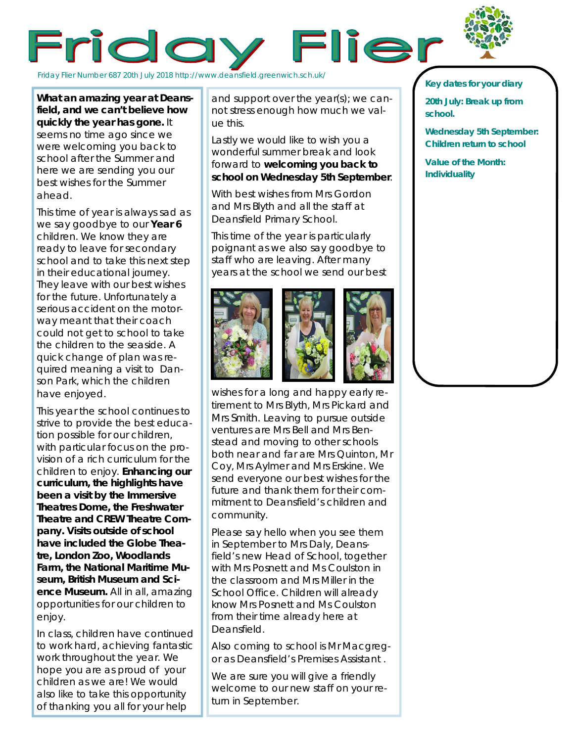# Friday Flier

Friday Flier Number 687 20th July 2018 http://www.deansfield.greenwich.sch.uk/

**What an amazing year at Deansfield, and we can't believe how quickly the year has gone.** It seems no time ago since we were welcoming you back to school after the Summer and here we are sending you our best wishes for the Summer ahead.

This time of year is always sad as we say goodbye to our **Year 6** children. We know they are ready to leave for secondary school and to take this next step in their educational journey. They leave with our best wishes for the future. Unfortunately a serious accident on the motorway meant that their coach could not get to school to take the children to the seaside. A quick change of plan was required meaning a visit to Danson Park, which the children have enjoyed.

This year the school continues to strive to provide the best education possible for our children, with particular focus on the provision of a rich curriculum for the children to enjoy. **Enhancing our curriculum, the highlights have been a visit by the Immersive Theatres Dome, the Freshwater Theatre and CREW Theatre Company. Visits outside of school have included the Globe Theatre, London Zoo, Woodlands Farm, the National Maritime Museum, British Museum and Science Museum.** All in all, amazing opportunities for our children to enjoy.

In class, children have continued to work hard, achieving fantastic work throughout the year. We hope you are as proud of your children as we are! We would also like to take this opportunity of thanking you all for your help and support over the year(s); we cannot stress enough how much we value this.

Lastly we would like to wish you a wonderful summer break and look forward to **welcoming you back to school on Wednesday 5th September**.

With best wishes from Mrs Gordon and Mrs Blyth and all the staff at Deansfield Primary School.

This time of the year is particularly poignant as we also say goodbye to staff who are leaving. After many years at the school we send our best wishes for a long and happy early retirement to Mrs Blyth, Mrs Pickard and Mrs Smith. Leaving to pursue outside ventures are Mrs Bell and Mrs Benstead and moving to other schools both near and far are Mrs Quinton, Mr Coy, Mrs Aylmer and Mrs Erskine. We send everyone our best wishes for the future and thank them for their commitment to Deansfield's children and community.

Please say hello when you see them in September to Mrs Daly, Deansfield's new Head of School, together with Mrs Posnett and Ms Coulston in the classroom and Mrs Miller in the School Office. Children will already know Mrs Posnett and Ms Coulston from their time already here at Deansfield.

Also coming to school is Mr Macgregor as Deansfield's Premises Assistant .

We are sure you will give a friendly welcome to our new staff on your return in September.

**Key dates for your diary**

**20th July: Break up from school.**

**Wednesday 5th September: Children return to school**

**Value of the Month: Individuality**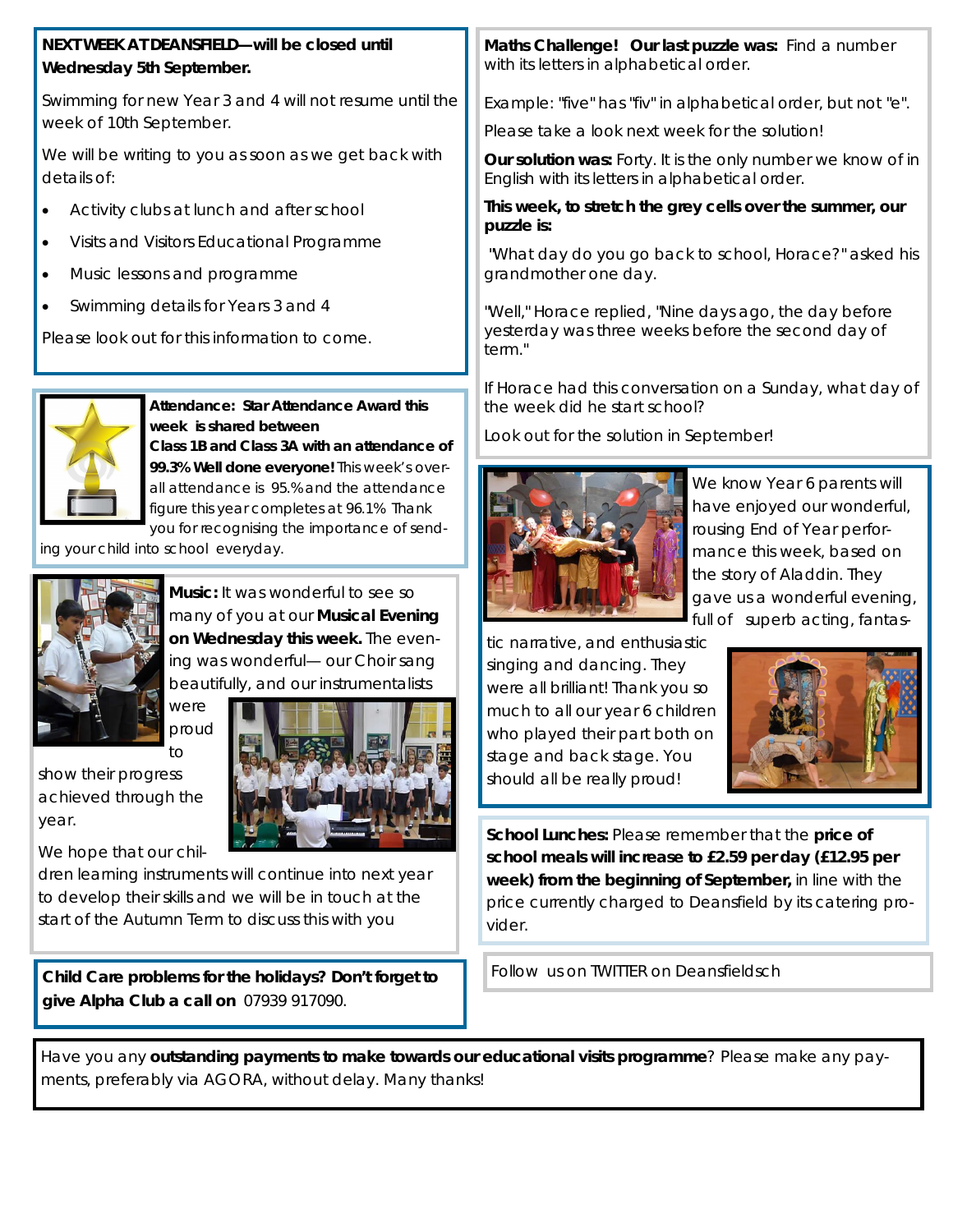**NEXT WEEK AT DEANSFIELD—will be closed until Wednesday 5th September.**

Swimming for new Year 3 and 4 will not resume until the week of 10th September.

We will be writing to you as soon as we get back with details of:

- Activity clubs at lunch and after school
- Visits and Visitors Educational Programme
- Music lessons and programme
- Swimming details for Years 3 and 4

Please look out for this information to come.

**Attendance: Star Attendance Award this week is shared between Class 1B and Class 3A with an attendance of 99.3% Well done everyone!** This week's overall attendance is 95.% and the attendance figure this year completes at 96.1% Thank you for recognising the importance of sending your child into school everyday.

**Music:** It was wonderful to see so many of you at our **Musical Evening on Wednesday this week.** The evening was wonderful— our Choir sang beautifully, and our instrumentalists were proud to show their progress achieved through the year.

We hope that our children learning instruments will continue into next year to develop their skills and we will be in touch at the start of the Autumn Term to discuss this with you

**Child Care problems for the holidays? Don't forget to give Alpha Club a call on** 07939 917090.

**Maths Challenge! Our last puzzle was:** Find a number with its letters in alphabetical order.

Example: "five" has "fiv" in alphabetical order, but not "e".

Please take a look next week for the solution!

**Our solution was:** Forty. It is the only number we know of in English with its letters in alphabetical order.

**This week, to stretch the grey cells over the summer, our puzzle is:**

"What day do you go back to school, Horace?" asked his grandmother one day.

"Well," Horace replied, "Nine days ago, the day before yesterday was three weeks before the second day of term."

If Horace had this conversation on a Sunday, what day of the week did he start school?

Look out for the solution in September!

We know Year 6 parents will have enjoyed our wonderful, rousing End of Year performance this week, based on the story of Aladdin. They gave us a wonderful evening, full of superb acting, fantastic narrative, and enthusiastic singing and dancing. They were all brilliant! Thank you so much to all our year 6 children who played their part both on stage and back stage. You should all be really proud!

**School Lunches:** Please remember that the **price of school meals will increase to £2.59 per day (£12.95 per week) from the beginning of September,** in line with the price currently charged to Deansfield by its catering provider.

Follow us on TWITTER on Deansfieldsch

Have you any **outstanding payments to make towards our educational visits programme**? Please make any payments, preferably via AGORA, without delay. Many thanks!